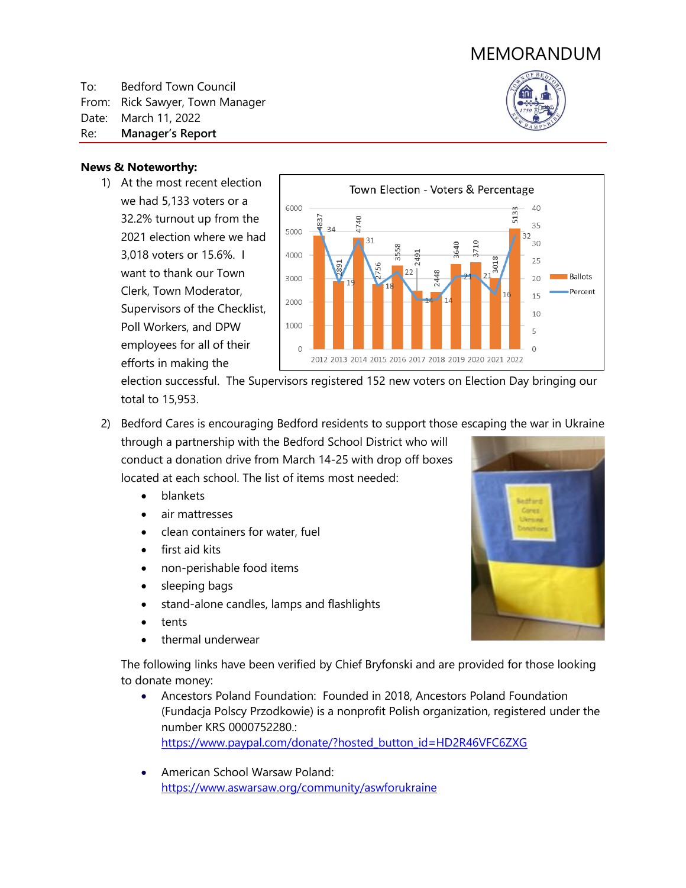# MEMORANDUM

To: Bedford Town Council
From: Rick Sawyer, Town Manager
Date: March 11, 2022
Re: **Manager's Report**

**News & Noteworthy:**

1) At the most recent election we had 5,133 voters or a 32.2% turnout up from the 2021 election where we had 3,018 voters or 15.6%. I want to thank our Town Clerk, Town Moderator, Supervisors of the Checklist, Poll Workers, and DPW employees for all of their efforts in making the election successful. The Supervisors registered 152 new voters on Election Day bringing our total to 15,953.

Town Election - Voters & Percentage

| Year | Ballots | Percent |
|---|---|---|
| 2012 | 4837 | 34 |
| 2013 | 2891 | 19 |
| 2014 | 4740 | 31 |
| 2015 | 2756 | 18 |
| 2016 | 3558 | 22 |
| 2017 | 2491 | 14 |
| 2018 | 2448 | 14 |
| 2019 | 3640 | 21 |
| 2020 | 3710 | 21 |
| 2021 | 3018 | 16 |
| 2022 | 5133 | 32 |

2) Bedford Cares is encouraging Bedford residents to support those escaping the war in Ukraine through a partnership with the Bedford School District who will conduct a donation drive from March 14-25 with drop off boxes located at each school. The list of items most needed:
   - blankets
   - air mattresses
   - clean containers for water, fuel
   - first aid kits
   - non-perishable food items
   - sleeping bags
   - stand-alone candles, lamps and flashlights
   - tents
   - thermal underwear

   The following links have been verified by Chief Bryfonski and are provided for those looking to donate money:
   - Ancestors Poland Foundation: Founded in 2018, Ancestors Poland Foundation (Fundacja Polscy Przodkowie) is a nonprofit Polish organization, registered under the number KRS 0000752280.: https://www.paypal.com/donate/?hosted_button_id=HD2R46VFC6ZXG
   - American School Warsaw Poland: https://www.aswarsaw.org/community/aswforukraine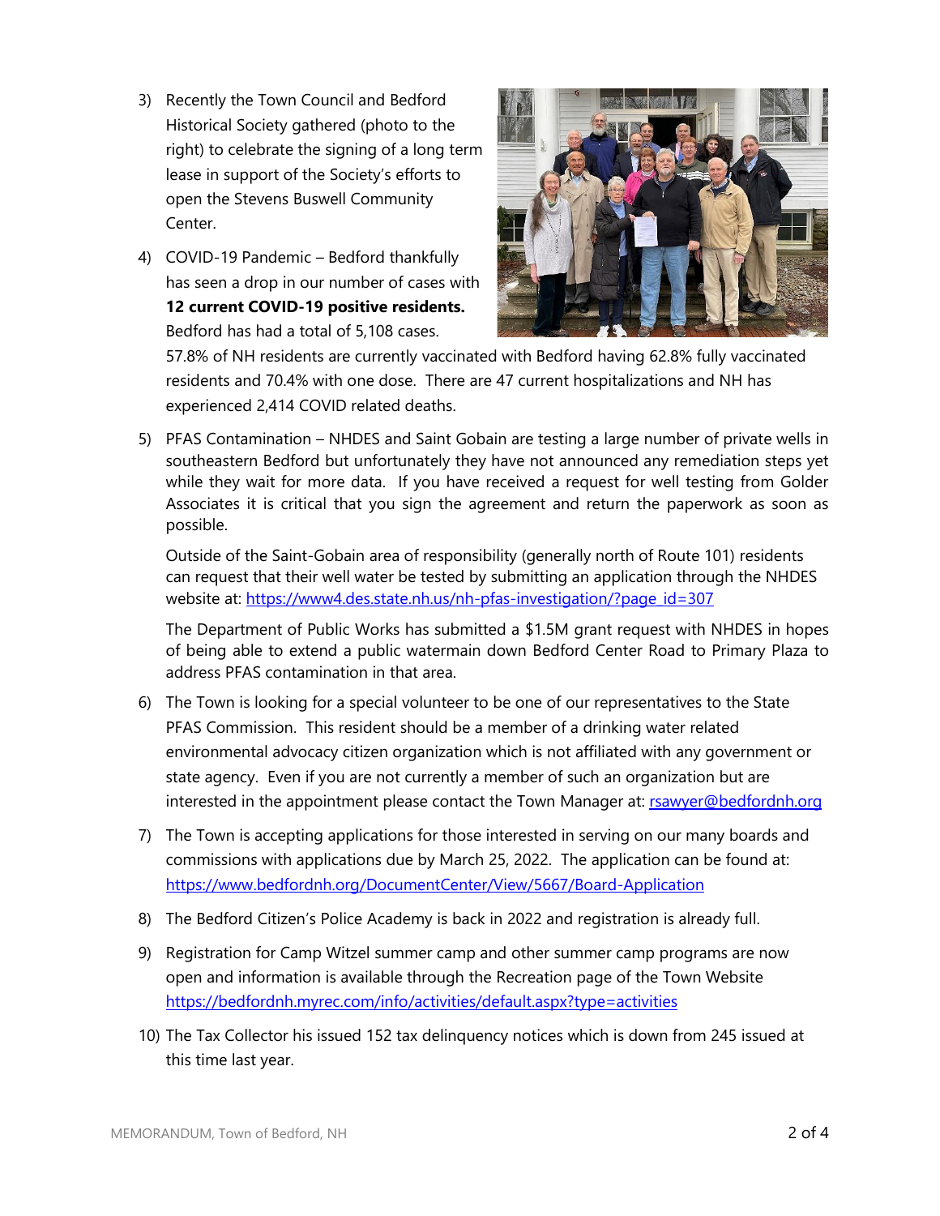3) Recently the Town Council and Bedford Historical Society gathered (photo to the right) to celebrate the signing of a long term lease in support of the Society's efforts to open the Stevens Buswell Community Center.

4) COVID-19 Pandemic – Bedford thankfully has seen a drop in our number of cases with **12 current COVID-19 positive residents.** Bedford has had a total of 5,108 cases. 57.8% of NH residents are currently vaccinated with Bedford having 62.8% fully vaccinated residents and 70.4% with one dose. There are 47 current hospitalizations and NH has experienced 2,414 COVID related deaths.

5) PFAS Contamination – NHDES and Saint Gobain are testing a large number of private wells in southeastern Bedford but unfortunately they have not announced any remediation steps yet while they wait for more data. If you have received a request for well testing from Golder Associates it is critical that you sign the agreement and return the paperwork as soon as possible.

   Outside of the Saint-Gobain area of responsibility (generally north of Route 101) residents can request that their well water be tested by submitting an application through the NHDES website at: https://www4.des.state.nh.us/nh-pfas-investigation/?page_id=307

   The Department of Public Works has submitted a $1.5M grant request with NHDES in hopes of being able to extend a public watermain down Bedford Center Road to Primary Plaza to address PFAS contamination in that area.

6) The Town is looking for a special volunteer to be one of our representatives to the State PFAS Commission. This resident should be a member of a drinking water related environmental advocacy citizen organization which is not affiliated with any government or state agency. Even if you are not currently a member of such an organization but are interested in the appointment please contact the Town Manager at: rsawyer@bedfordnh.org

7) The Town is accepting applications for those interested in serving on our many boards and commissions with applications due by March 25, 2022. The application can be found at: https://www.bedfordnh.org/DocumentCenter/View/5667/Board-Application

8) The Bedford Citizen's Police Academy is back in 2022 and registration is already full.

9) Registration for Camp Witzel summer camp and other summer camp programs are now open and information is available through the Recreation page of the Town Website https://bedfordnh.myrec.com/info/activities/default.aspx?type=activities

10) The Tax Collector his issued 152 tax delinquency notices which is down from 245 issued at this time last year.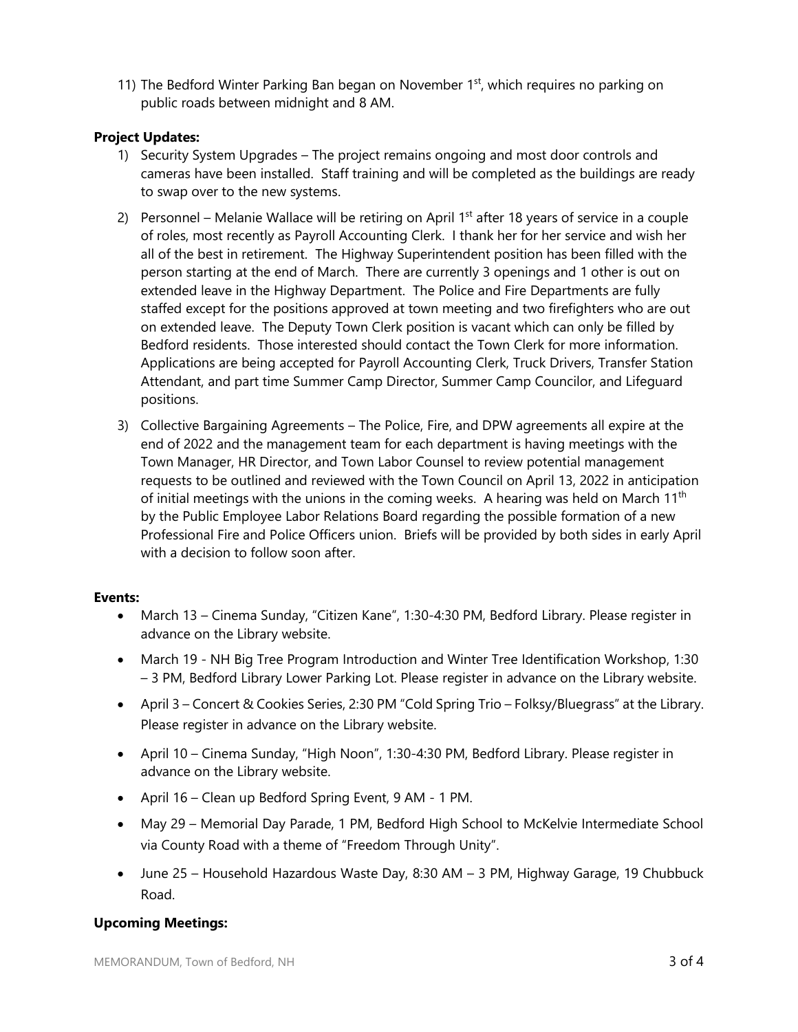11) The Bedford Winter Parking Ban began on November 1st, which requires no parking on public roads between midnight and 8 AM.

**Project Updates:**

1) Security System Upgrades – The project remains ongoing and most door controls and cameras have been installed. Staff training and will be completed as the buildings are ready to swap over to the new systems.

2) Personnel – Melanie Wallace will be retiring on April 1st after 18 years of service in a couple of roles, most recently as Payroll Accounting Clerk. I thank her for her service and wish her all of the best in retirement. The Highway Superintendent position has been filled with the person starting at the end of March. There are currently 3 openings and 1 other is out on extended leave in the Highway Department. The Police and Fire Departments are fully staffed except for the positions approved at town meeting and two firefighters who are out on extended leave. The Deputy Town Clerk position is vacant which can only be filled by Bedford residents. Those interested should contact the Town Clerk for more information. Applications are being accepted for Payroll Accounting Clerk, Truck Drivers, Transfer Station Attendant, and part time Summer Camp Director, Summer Camp Councilor, and Lifeguard positions.

3) Collective Bargaining Agreements – The Police, Fire, and DPW agreements all expire at the end of 2022 and the management team for each department is having meetings with the Town Manager, HR Director, and Town Labor Counsel to review potential management requests to be outlined and reviewed with the Town Council on April 13, 2022 in anticipation of initial meetings with the unions in the coming weeks. A hearing was held on March 11th by the Public Employee Labor Relations Board regarding the possible formation of a new Professional Fire and Police Officers union. Briefs will be provided by both sides in early April with a decision to follow soon after.

**Events:**

- March 13 – Cinema Sunday, "Citizen Kane", 1:30-4:30 PM, Bedford Library. Please register in advance on the Library website.
- March 19 - NH Big Tree Program Introduction and Winter Tree Identification Workshop, 1:30 – 3 PM, Bedford Library Lower Parking Lot. Please register in advance on the Library website.
- April 3 – Concert & Cookies Series, 2:30 PM "Cold Spring Trio – Folksy/Bluegrass" at the Library. Please register in advance on the Library website.
- April 10 – Cinema Sunday, "High Noon", 1:30-4:30 PM, Bedford Library. Please register in advance on the Library website.
- April 16 – Clean up Bedford Spring Event, 9 AM - 1 PM.
- May 29 – Memorial Day Parade, 1 PM, Bedford High School to McKelvie Intermediate School via County Road with a theme of "Freedom Through Unity".
- June 25 – Household Hazardous Waste Day, 8:30 AM – 3 PM, Highway Garage, 19 Chubbuck Road.

**Upcoming Meetings:**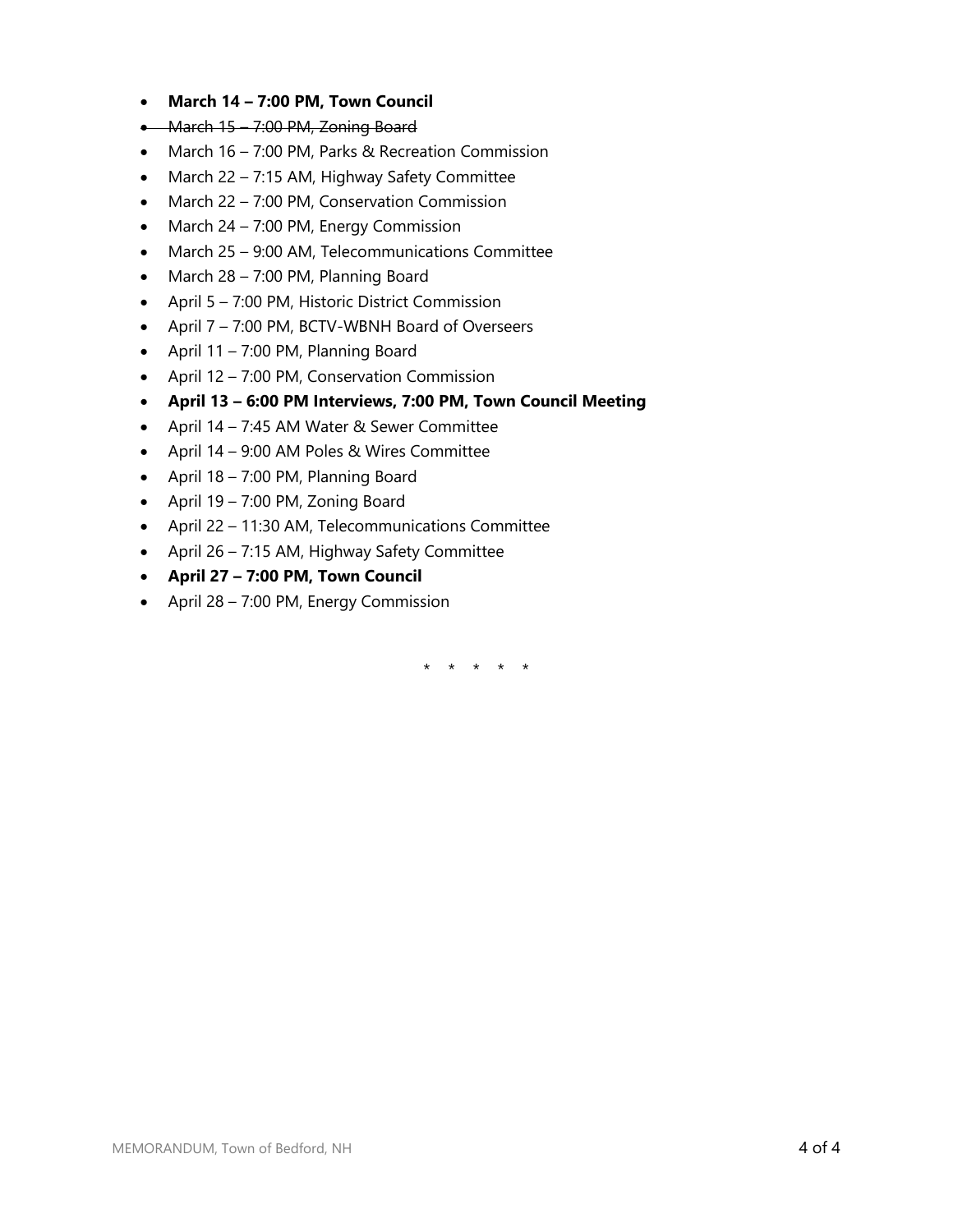- **March 14 – 7:00 PM, Town Council**
- ~~March 15 – 7:00 PM, Zoning Board~~
- March 16 – 7:00 PM, Parks & Recreation Commission
- March 22 – 7:15 AM, Highway Safety Committee
- March 22 – 7:00 PM, Conservation Commission
- March 24 – 7:00 PM, Energy Commission
- March 25 – 9:00 AM, Telecommunications Committee
- March 28 – 7:00 PM, Planning Board
- April 5 – 7:00 PM, Historic District Commission
- April 7 – 7:00 PM, BCTV-WBNH Board of Overseers
- April 11 – 7:00 PM, Planning Board
- April 12 – 7:00 PM, Conservation Commission
- **April 13 – 6:00 PM Interviews, 7:00 PM, Town Council Meeting**
- April 14 – 7:45 AM Water & Sewer Committee
- April 14 – 9:00 AM Poles & Wires Committee
- April 18 – 7:00 PM, Planning Board
- April 19 – 7:00 PM, Zoning Board
- April 22 – 11:30 AM, Telecommunications Committee
- April 26 – 7:15 AM, Highway Safety Committee
- **April 27 – 7:00 PM, Town Council**
- April 28 – 7:00 PM, Energy Commission

\* \* \* \* \*